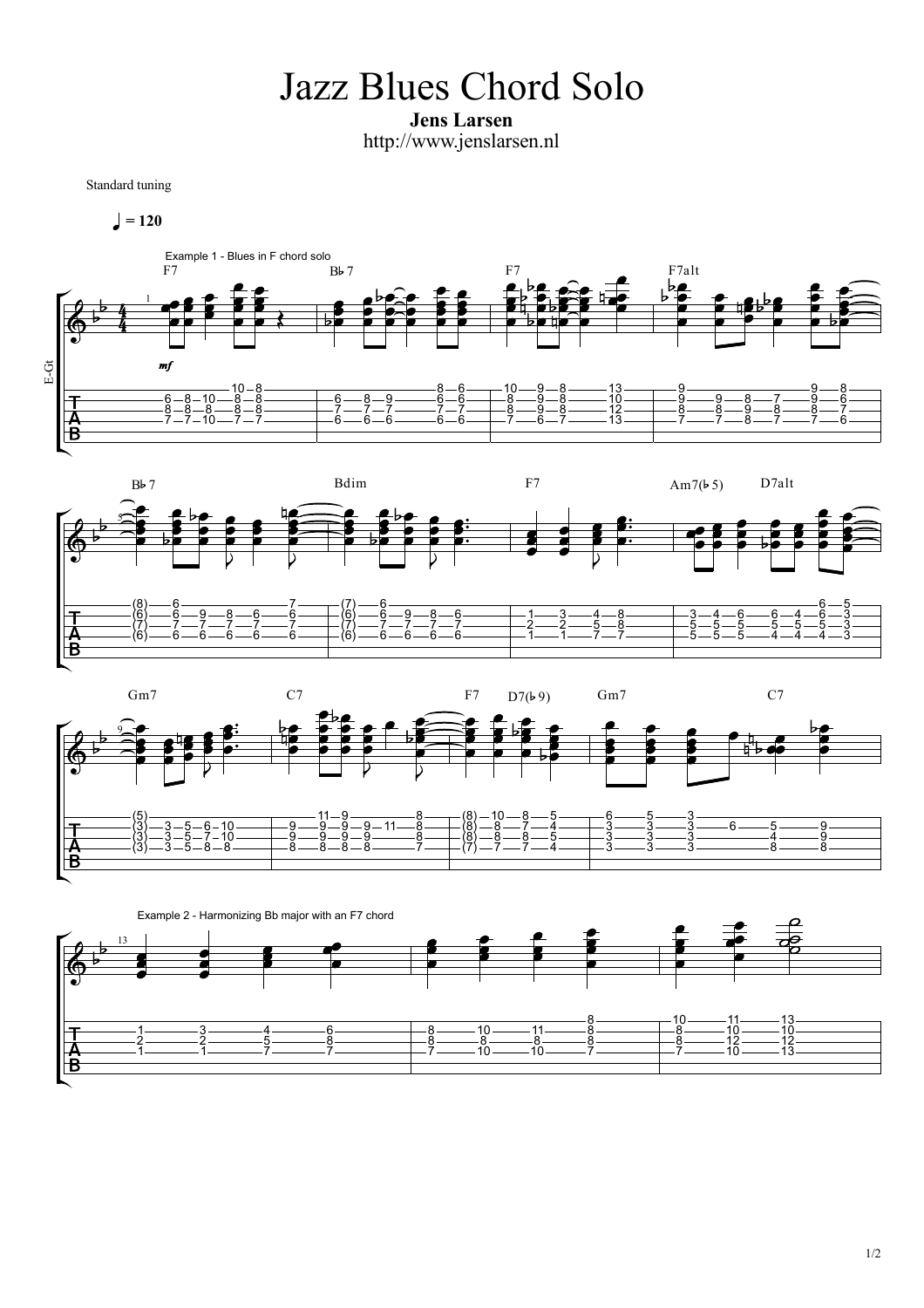# Jazz Blues Chord Solo

**Jens Larsen**

http://www.jenslarsen.nl

Standard tuning

♩ = 120

Example 1 - Blues in F chord solo

F7 | B♭7 | F7 | F7alt

B♭7 | Bdim | F7 | Am7(♭5) D7alt

Gm7 | C7 | F7 D7(♭9) | Gm7 C7

Example 2 - Harmonizing Bb major with an F7 chord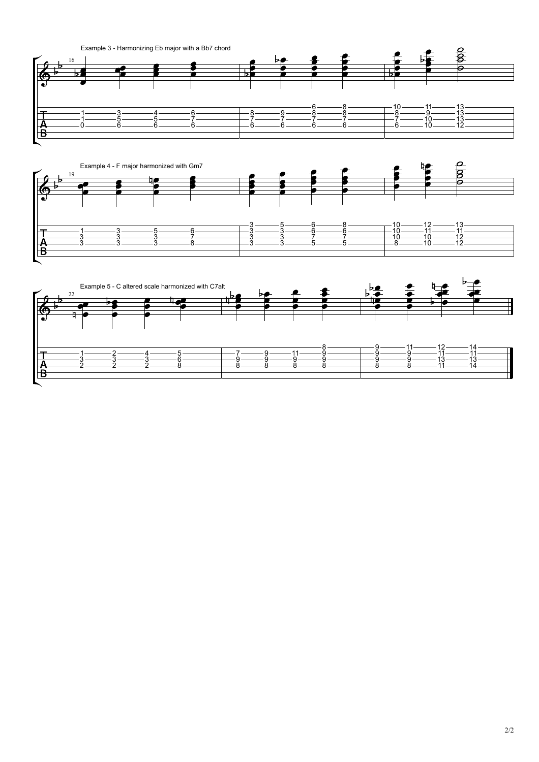Example 3 - Harmonizing Eb major with a Bb7 chord

Example 4 - F major harmonized with Gm7

Example 5 - C altered scale harmonized with C7alt